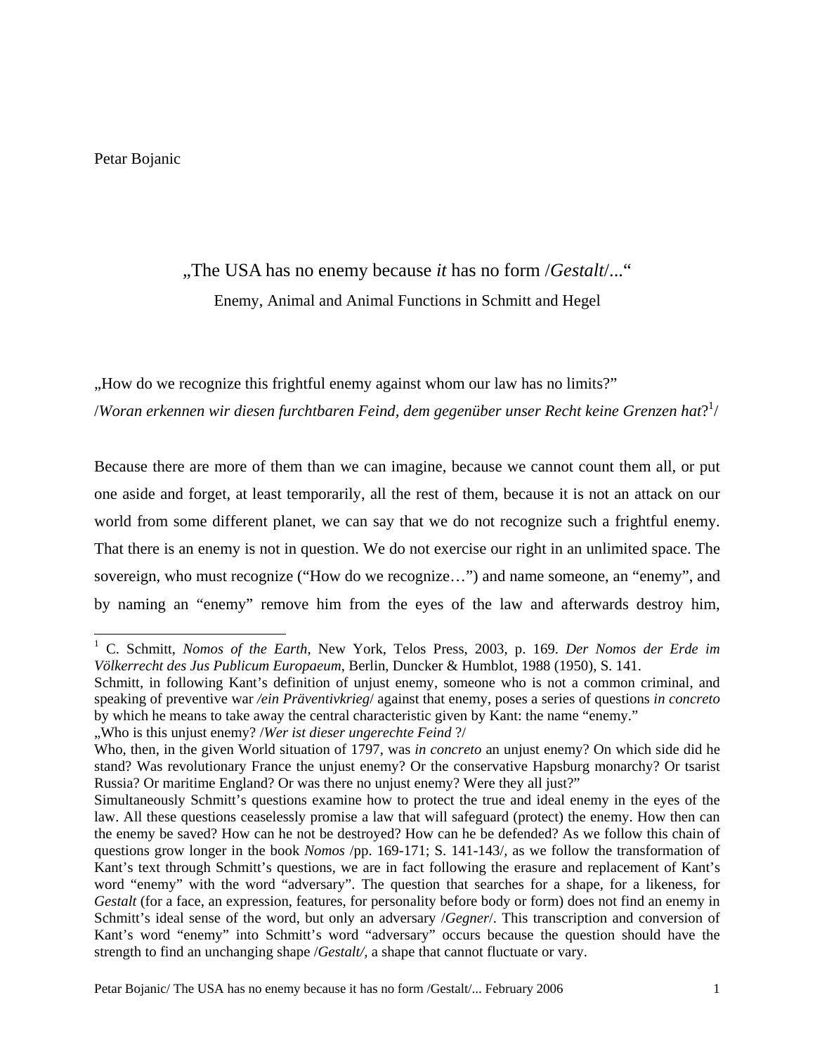Petar Bojanic

# „The USA has no enemy because *it* has no form /*Gestalt*/...“

## Enemy, Animal and Animal Functions in Schmitt and Hegel

„How do we recognize this frightful enemy against whom our law has no limits?”
/*Woran erkennen wir diesen furchtbaren Feind, dem gegenüber unser Recht keine Grenzen hat*?[1]/

Because there are more of them than we can imagine, because we cannot count them all, or put one aside and forget, at least temporarily, all the rest of them, because it is not an attack on our world from some different planet, we can say that we do not recognize such a frightful enemy. That there is an enemy is not in question. We do not exercise our right in an unlimited space. The sovereign, who must recognize (“How do we recognize…”) and name someone, an “enemy”, and by naming an “enemy” remove him from the eyes of the law and afterwards destroy him,

---

[1] C. Schmitt, *Nomos of the Earth*, New York, Telos Press, 2003, p. 169. *Der Nomos der Erde im Völkerrecht des Jus Publicum Europaeum*, Berlin, Duncker & Humblot, 1988 (1950), S. 141.
Schmitt, in following Kant’s definition of unjust enemy, someone who is not a common criminal, and speaking of preventive war */ein Präventivkrieg*/ against that enemy, poses a series of questions *in concreto* by which he means to take away the central characteristic given by Kant: the name “enemy.”
„Who is this unjust enemy? /*Wer ist dieser ungerechte Feind* ?/
Who, then, in the given World situation of 1797, was *in concreto* an unjust enemy? On which side did he stand? Was revolutionary France the unjust enemy? Or the conservative Hapsburg monarchy? Or tsarist Russia? Or maritime England? Or was there no unjust enemy? Were they all just?”
Simultaneously Schmitt’s questions examine how to protect the true and ideal enemy in the eyes of the law. All these questions ceaselessly promise a law that will safeguard (protect) the enemy. How then can the enemy be saved? How can he not be destroyed? How can he be defended? As we follow this chain of questions grow longer in the book *Nomos* /pp. 169-171; S. 141-143/, as we follow the transformation of Kant’s text through Schmitt’s questions, we are in fact following the erasure and replacement of Kant’s word “enemy” with the word “adversary”. The question that searches for a shape, for a likeness, for *Gestalt* (for a face, an expression, features, for personality before body or form) does not find an enemy in Schmitt’s ideal sense of the word, but only an adversary /*Gegner*/. This transcription and conversion of Kant’s word “enemy” into Schmitt’s word “adversary” occurs because the question should have the strength to find an unchanging shape /*Gestalt/*, a shape that cannot fluctuate or vary.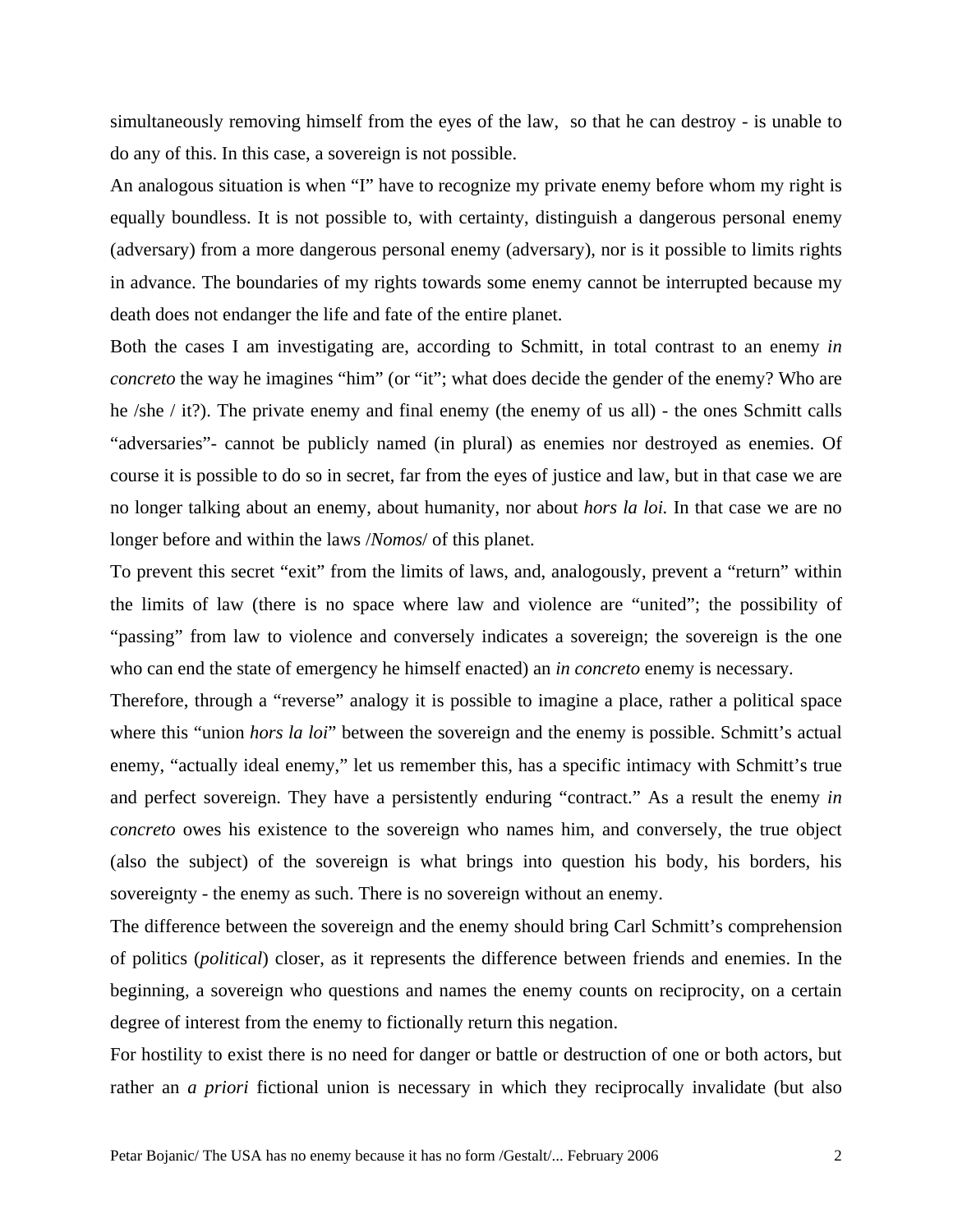simultaneously removing himself from the eyes of the law,  so that he can destroy - is unable to do any of this. In this case, a sovereign is not possible.

An analogous situation is when "I" have to recognize my private enemy before whom my right is equally boundless. It is not possible to, with certainty, distinguish a dangerous personal enemy (adversary) from a more dangerous personal enemy (adversary), nor is it possible to limits rights in advance. The boundaries of my rights towards some enemy cannot be interrupted because my death does not endanger the life and fate of the entire planet.

Both the cases I am investigating are, according to Schmitt, in total contrast to an enemy *in concreto* the way he imagines "him" (or "it"; what does decide the gender of the enemy? Who are he /she / it?). The private enemy and final enemy (the enemy of us all) - the ones Schmitt calls "adversaries"- cannot be publicly named (in plural) as enemies nor destroyed as enemies. Of course it is possible to do so in secret, far from the eyes of justice and law, but in that case we are no longer talking about an enemy, about humanity, nor about *hors la loi.* In that case we are no longer before and within the laws /*Nomos*/ of this planet.

To prevent this secret "exit" from the limits of laws, and, analogously, prevent a "return" within the limits of law (there is no space where law and violence are "united"; the possibility of "passing" from law to violence and conversely indicates a sovereign; the sovereign is the one who can end the state of emergency he himself enacted) an *in concreto* enemy is necessary.

Therefore, through a "reverse" analogy it is possible to imagine a place, rather a political space where this "union *hors la loi*" between the sovereign and the enemy is possible. Schmitt's actual enemy, "actually ideal enemy," let us remember this, has a specific intimacy with Schmitt's true and perfect sovereign. They have a persistently enduring "contract." As a result the enemy *in concreto* owes his existence to the sovereign who names him, and conversely, the true object (also the subject) of the sovereign is what brings into question his body, his borders, his sovereignty - the enemy as such. There is no sovereign without an enemy.

The difference between the sovereign and the enemy should bring Carl Schmitt's comprehension of politics (*political*) closer, as it represents the difference between friends and enemies. In the beginning, a sovereign who questions and names the enemy counts on reciprocity, on a certain degree of interest from the enemy to fictionally return this negation.

For hostility to exist there is no need for danger or battle or destruction of one or both actors, but rather an *a priori* fictional union is necessary in which they reciprocally invalidate (but also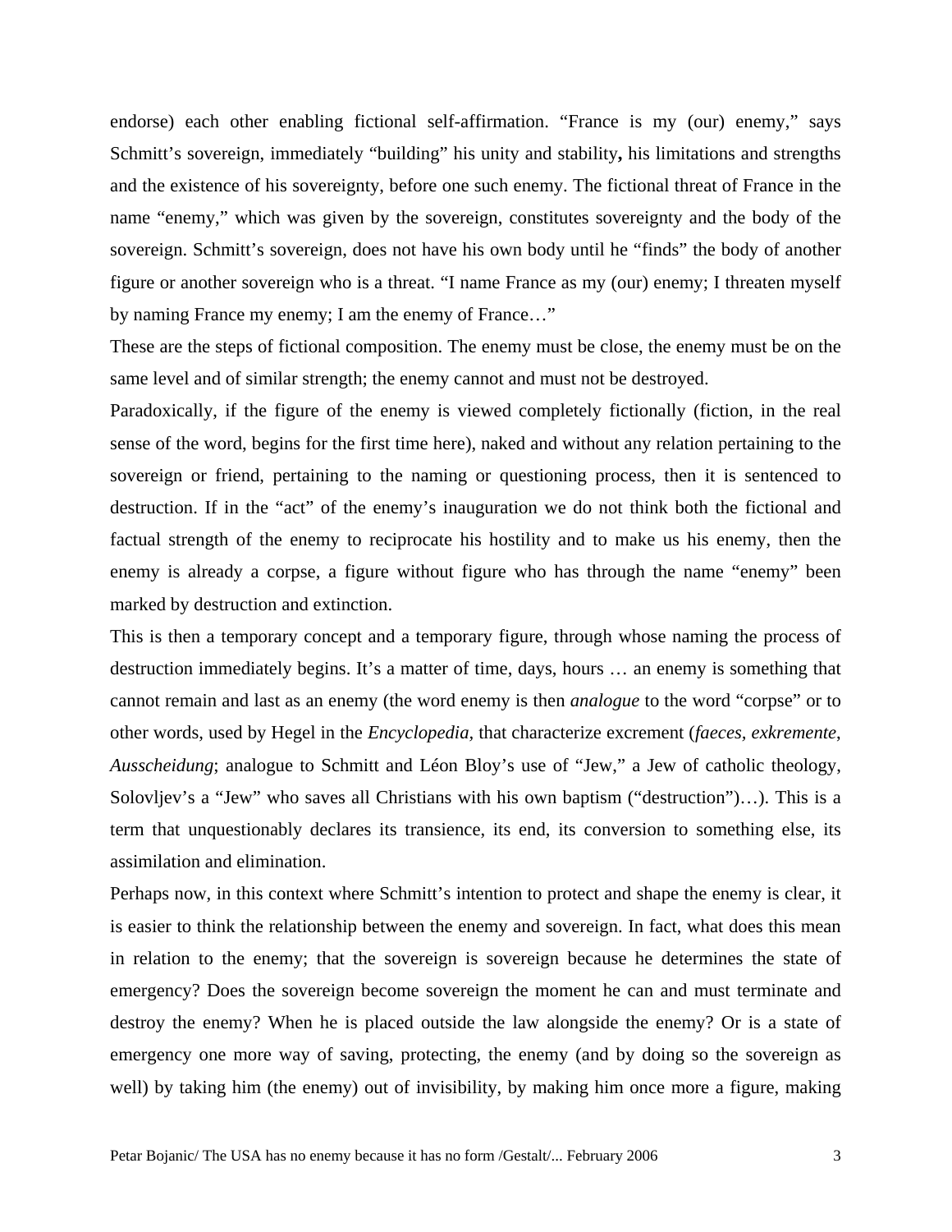endorse) each other enabling fictional self-affirmation. "France is my (our) enemy," says Schmitt's sovereign, immediately "building" his unity and stability**,** his limitations and strengths and the existence of his sovereignty, before one such enemy. The fictional threat of France in the name "enemy," which was given by the sovereign, constitutes sovereignty and the body of the sovereign. Schmitt's sovereign, does not have his own body until he "finds" the body of another figure or another sovereign who is a threat. "I name France as my (our) enemy; I threaten myself by naming France my enemy; I am the enemy of France…"

These are the steps of fictional composition. The enemy must be close, the enemy must be on the same level and of similar strength; the enemy cannot and must not be destroyed.

Paradoxically, if the figure of the enemy is viewed completely fictionally (fiction, in the real sense of the word, begins for the first time here), naked and without any relation pertaining to the sovereign or friend, pertaining to the naming or questioning process, then it is sentenced to destruction. If in the "act" of the enemy's inauguration we do not think both the fictional and factual strength of the enemy to reciprocate his hostility and to make us his enemy, then the enemy is already a corpse, a figure without figure who has through the name "enemy" been marked by destruction and extinction.

This is then a temporary concept and a temporary figure, through whose naming the process of destruction immediately begins. It's a matter of time, days, hours … an enemy is something that cannot remain and last as an enemy (the word enemy is then *analogue* to the word "corpse" or to other words, used by Hegel in the *Encyclopedia,* that characterize excrement (*faeces, exkremente, Ausscheidung*; analogue to Schmitt and Léon Bloy's use of "Jew," a Jew of catholic theology, Solovljev's a "Jew" who saves all Christians with his own baptism ("destruction")…). This is a term that unquestionably declares its transience, its end, its conversion to something else, its assimilation and elimination.

Perhaps now, in this context where Schmitt's intention to protect and shape the enemy is clear, it is easier to think the relationship between the enemy and sovereign. In fact, what does this mean in relation to the enemy; that the sovereign is sovereign because he determines the state of emergency? Does the sovereign become sovereign the moment he can and must terminate and destroy the enemy? When he is placed outside the law alongside the enemy? Or is a state of emergency one more way of saving, protecting, the enemy (and by doing so the sovereign as well) by taking him (the enemy) out of invisibility, by making him once more a figure, making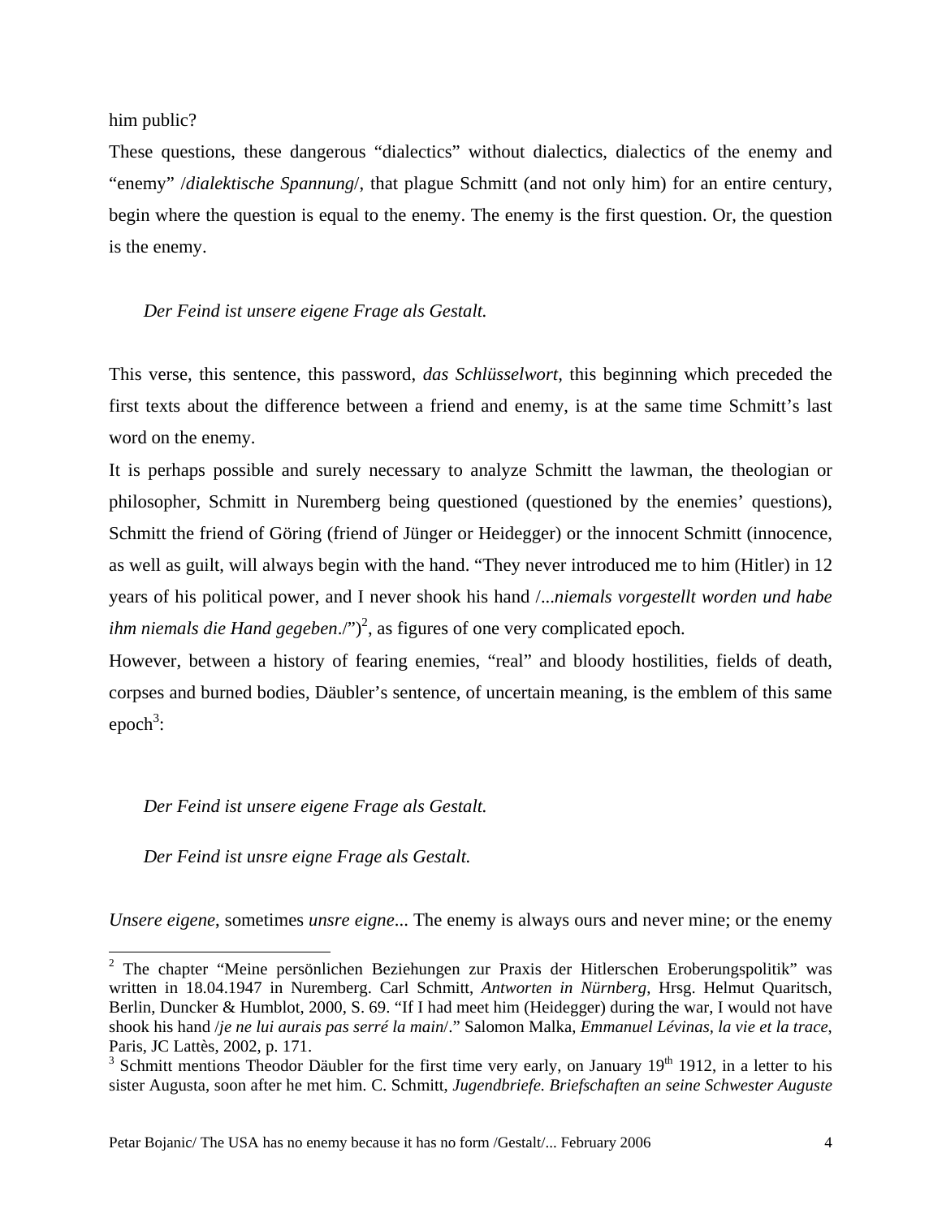him public?

These questions, these dangerous "dialectics" without dialectics, dialectics of the enemy and "enemy" /*dialektische Spannung*/, that plague Schmitt (and not only him) for an entire century, begin where the question is equal to the enemy. The enemy is the first question. Or, the question is the enemy.

> *Der Feind ist unsere eigene Frage als Gestalt.*

This verse, this sentence, this password, *das Schlüsselwort,* this beginning which preceded the first texts about the difference between a friend and enemy, is at the same time Schmitt's last word on the enemy.

It is perhaps possible and surely necessary to analyze Schmitt the lawman, the theologian or philosopher, Schmitt in Nuremberg being questioned (questioned by the enemies' questions), Schmitt the friend of Göring (friend of Jünger or Heidegger) or the innocent Schmitt (innocence, as well as guilt, will always begin with the hand. "They never introduced me to him (Hitler) in 12 years of his political power, and I never shook his hand /*...niemals vorgestellt worden und habe ihm niemals die Hand gegeben.*/")[2], as figures of one very complicated epoch.

However, between a history of fearing enemies, "real" and bloody hostilities, fields of death, corpses and burned bodies, Däubler's sentence, of uncertain meaning, is the emblem of this same epoch[3]:

> *Der Feind ist unsere eigene Frage als Gestalt.*
>
> *Der Feind ist unsre eigne Frage als Gestalt.*

*Unsere eigene*, sometimes *unsre eigne*... The enemy is always ours and never mine; or the enemy

---

[2] The chapter "Meine persönlichen Beziehungen zur Praxis der Hitlerschen Eroberungspolitik" was written in 18.04.1947 in Nuremberg. Carl Schmitt, *Antworten in Nürnberg*, Hrsg. Helmut Quaritsch, Berlin, Duncker & Humblot, 2000, S. 69. "If I had meet him (Heidegger) during the war, I would not have shook his hand /*je ne lui aurais pas serré la main*/." Salomon Malka, *Emmanuel Lévinas, la vie et la trace*, Paris, JC Lattès, 2002, p. 171.

[3] Schmitt mentions Theodor Däubler for the first time very early, on January 19th 1912, in a letter to his sister Augusta, soon after he met him. C. Schmitt, *Jugendbriefe. Briefschaften an seine Schwester Auguste*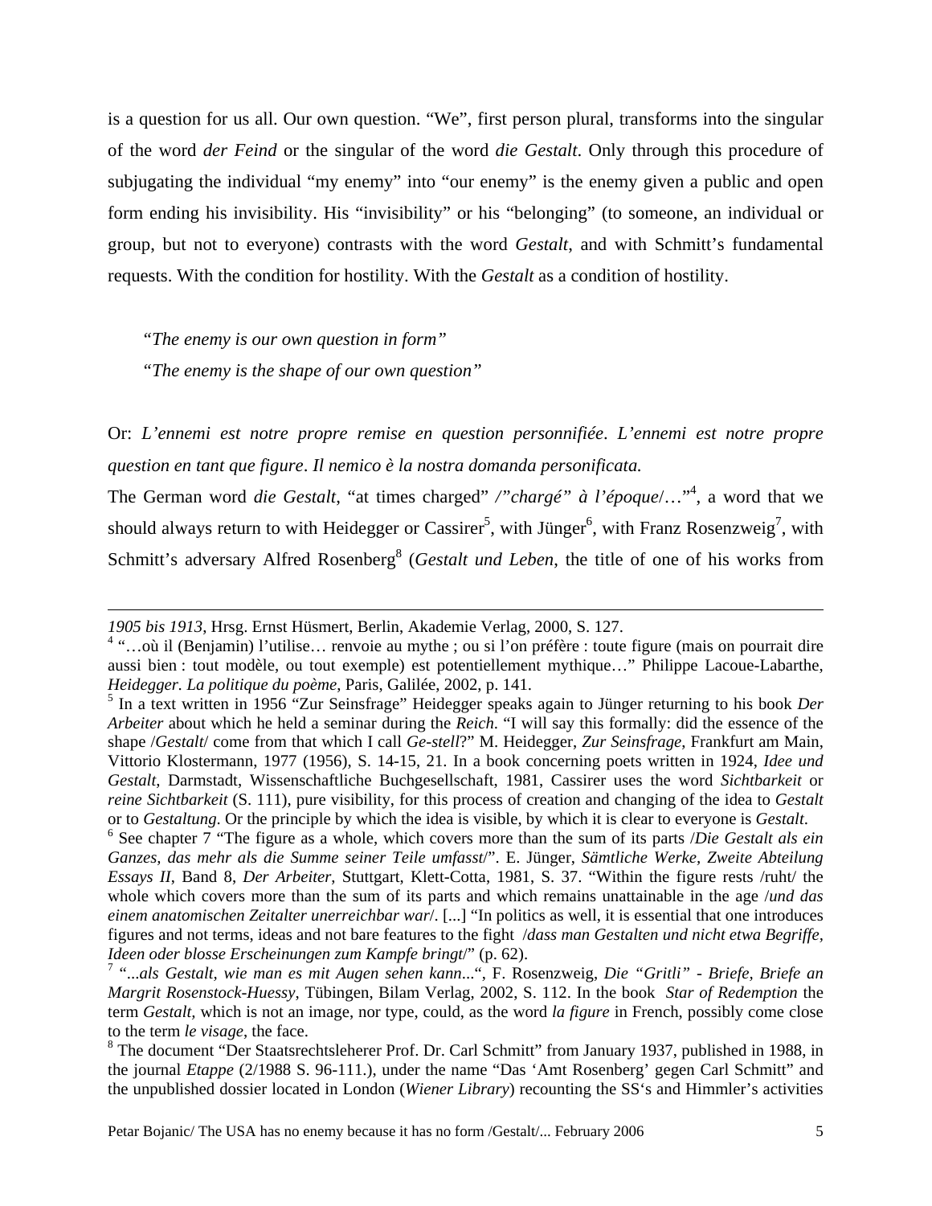is a question for us all. Our own question. “We”, first person plural, transforms into the singular of the word *der Feind* or the singular of the word *die Gestalt*. Only through this procedure of subjugating the individual “my enemy” into “our enemy” is the enemy given a public and open form ending his invisibility. His “invisibility” or his “belonging” (to someone, an individual or group, but not to everyone) contrasts with the word *Gestalt*, and with Schmitt’s fundamental requests. With the condition for hostility. With the *Gestalt* as a condition of hostility.

> *“The enemy is our own question in form”*
>
> *“The enemy is the shape of our own question”*

Or: *L’ennemi est notre propre remise en question personnifiée*. *L’ennemi est notre propre question en tant que figure*. *Il nemico è la nostra domanda personificata.*

The German word *die Gestalt*, “at times charged” */”chargé” à l’époque*/…”[4], a word that we should always return to with Heidegger or Cassirer[5], with Jünger[6], with Franz Rosenzweig[7], with Schmitt’s adversary Alfred Rosenberg[8] (*Gestalt und Leben*, the title of one of his works from

---

*1905 bis 1913*, Hrsg. Ernst Hüsmert, Berlin, Akademie Verlag, 2000, S. 127.

[4] “…où il (Benjamin) l’utilise… renvoie au mythe ; ou si l’on préfère : toute figure (mais on pourrait dire aussi bien : tout modèle, ou tout exemple) est potentiellement mythique…” Philippe Lacoue-Labarthe, *Heidegger. La politique du poème*, Paris, Galilée, 2002, p. 141.

[5] In a text written in 1956 “Zur Seinsfrage” Heidegger speaks again to Jünger returning to his book *Der Arbeiter* about which he held a seminar during the *Reich*. “I will say this formally: did the essence of the shape /*Gestalt*/ come from that which I call *Ge-stell*?” M. Heidegger, *Zur Seinsfrage*, Frankfurt am Main, Vittorio Klostermann, 1977 (1956), S. 14-15, 21. In a book concerning poets written in 1924, *Idee und Gestalt*, Darmstadt, Wissenschaftliche Buchgesellschaft, 1981, Cassirer uses the word *Sichtbarkeit* or *reine Sichtbarkeit* (S. 111), pure visibility, for this process of creation and changing of the idea to *Gestalt* or to *Gestaltung*. Or the principle by which the idea is visible, by which it is clear to everyone is *Gestalt*.

[6] See chapter 7 “The figure as a whole, which covers more than the sum of its parts /*Die Gestalt als ein Ganzes, das mehr als die Summe seiner Teile umfasst*/”. E. Jünger, *Sämtliche Werke, Zweite Abteilung Essays II*, Band 8, *Der Arbeiter*, Stuttgart, Klett-Cotta, 1981, S. 37. “Within the figure rests /*ruht*/ the whole which covers more than the sum of its parts and which remains unattainable in the age /*und das einem anatomischen Zeitalter unerreichbar war*/. [...] “In politics as well, it is essential that one introduces figures and not terms, ideas and not bare features to the fight /*dass man Gestalten und nicht etwa Begriffe, Ideen oder blosse Erscheinungen zum Kampfe bringt*/” (p. 62).

[7] “*...als Gestalt, wie man es mit Augen sehen kann...*“, F. Rosenzweig, *Die “Gritli” - Briefe, Briefe an Margrit Rosenstock-Huessy*, Tübingen, Bilam Verlag, 2002, S. 112. In the book *Star of Redemption* the term *Gestalt,* which is not an image, nor type, could, as the word *la figure* in French, possibly come close to the term *le visage*, the face.

[8] The document “Der Staatsrechtsleherer Prof. Dr. Carl Schmitt” from January 1937, published in 1988, in the journal *Etappe* (2/1988 S. 96-111.), under the name “Das ‘Amt Rosenberg’ gegen Carl Schmitt” and the unpublished dossier located in London (*Wiener Library*) recounting the SS‘s and Himmler’s activities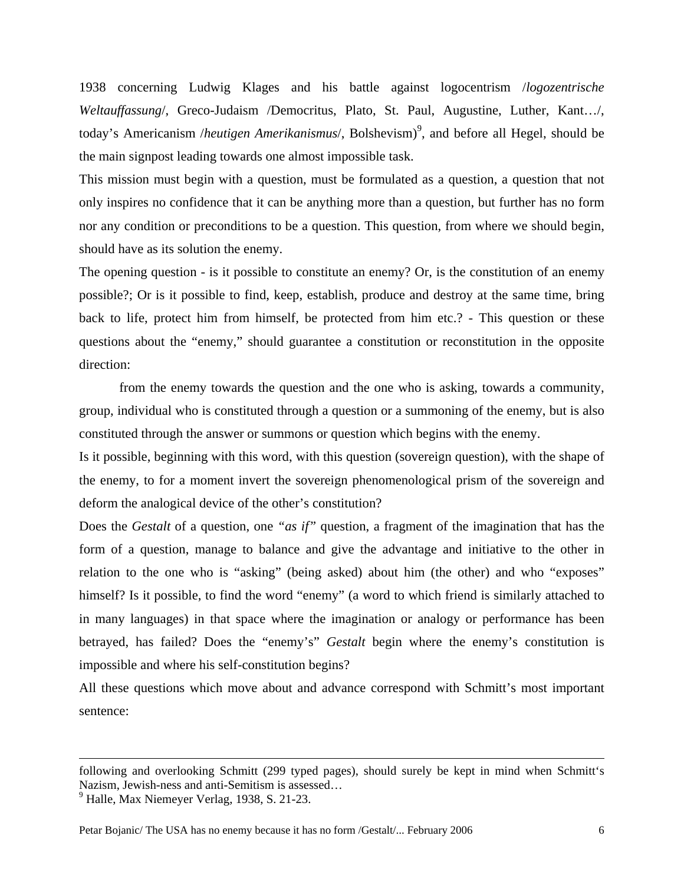1938 concerning Ludwig Klages and his battle against logocentrism /*logozentrische Weltauffassung*/, Greco-Judaism /Democritus, Plato, St. Paul, Augustine, Luther, Kant…/, today's Americanism /*heutigen Amerikanismus*/, Bolshevism)[9], and before all Hegel, should be the main signpost leading towards one almost impossible task.

This mission must begin with a question, must be formulated as a question, a question that not only inspires no confidence that it can be anything more than a question, but further has no form nor any condition or preconditions to be a question. This question, from where we should begin, should have as its solution the enemy.

The opening question - is it possible to constitute an enemy? Or, is the constitution of an enemy possible?; Or is it possible to find, keep, establish, produce and destroy at the same time, bring back to life, protect him from himself, be protected from him etc.? - This question or these questions about the "enemy," should guarantee a constitution or reconstitution in the opposite direction:

from the enemy towards the question and the one who is asking, towards a community, group, individual who is constituted through a question or a summoning of the enemy, but is also constituted through the answer or summons or question which begins with the enemy.

Is it possible, beginning with this word, with this question (sovereign question), with the shape of the enemy, to for a moment invert the sovereign phenomenological prism of the sovereign and deform the analogical device of the other's constitution?

Does the *Gestalt* of a question, one *"as if"* question, a fragment of the imagination that has the form of a question, manage to balance and give the advantage and initiative to the other in relation to the one who is "asking" (being asked) about him (the other) and who "exposes" himself? Is it possible, to find the word "enemy" (a word to which friend is similarly attached to in many languages) in that space where the imagination or analogy or performance has been betrayed, has failed? Does the "enemy's" *Gestalt* begin where the enemy's constitution is impossible and where his self-constitution begins?

All these questions which move about and advance correspond with Schmitt's most important sentence:

---

following and overlooking Schmitt (299 typed pages), should surely be kept in mind when Schmitt's Nazism, Jewish-ness and anti-Semitism is assessed…

[9] Halle, Max Niemeyer Verlag, 1938, S. 21-23.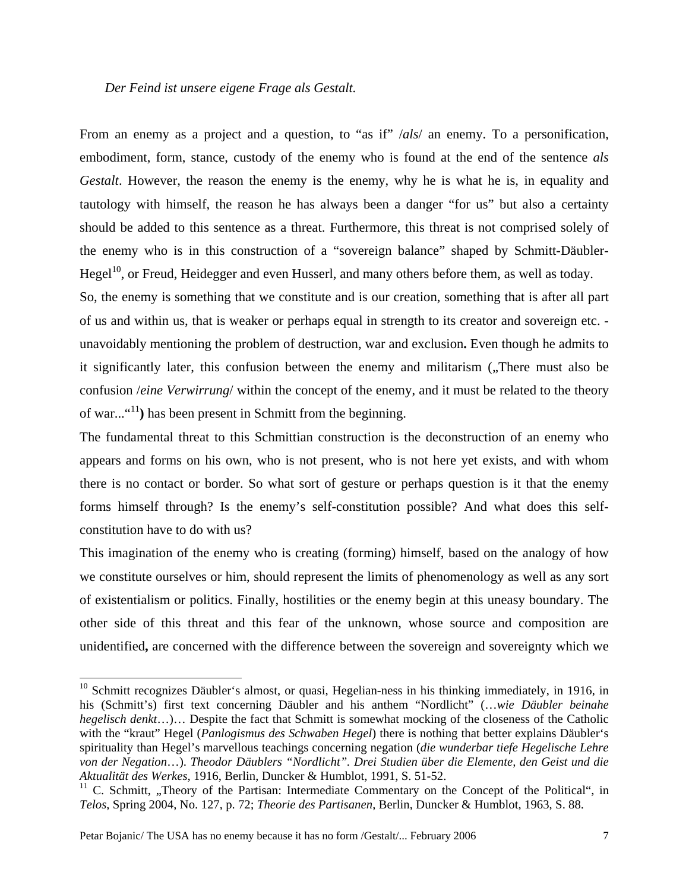*Der Feind ist unsere eigene Frage als Gestalt.*

From an enemy as a project and a question, to "as if" /*als*/ an enemy. To a personification, embodiment, form, stance, custody of the enemy who is found at the end of the sentence *als Gestalt*. However, the reason the enemy is the enemy, why he is what he is, in equality and tautology with himself, the reason he has always been a danger "for us" but also a certainty should be added to this sentence as a threat. Furthermore, this threat is not comprised solely of the enemy who is in this construction of a "sovereign balance" shaped by Schmitt-Däubler-Hegel[10], or Freud, Heidegger and even Husserl, and many others before them, as well as today.

So, the enemy is something that we constitute and is our creation, something that is after all part of us and within us, that is weaker or perhaps equal in strength to its creator and sovereign etc. - unavoidably mentioning the problem of destruction, war and exclusion**.** Even though he admits to it significantly later, this confusion between the enemy and militarism („There must also be confusion /*eine Verwirrung*/ within the concept of the enemy, and it must be related to the theory of war..."[11]**)** has been present in Schmitt from the beginning.

The fundamental threat to this Schmittian construction is the deconstruction of an enemy who appears and forms on his own, who is not present, who is not here yet exists, and with whom there is no contact or border. So what sort of gesture or perhaps question is it that the enemy forms himself through? Is the enemy's self-constitution possible? And what does this self-constitution have to do with us?

This imagination of the enemy who is creating (forming) himself, based on the analogy of how we constitute ourselves or him, should represent the limits of phenomenology as well as any sort of existentialism or politics. Finally, hostilities or the enemy begin at this uneasy boundary. The other side of this threat and this fear of the unknown, whose source and composition are unidentified**,** are concerned with the difference between the sovereign and sovereignty which we

---

[10] Schmitt recognizes Däubler's almost, or quasi, Hegelian-ness in his thinking immediately, in 1916, in his (Schmitt's) first text concerning Däubler and his anthem "Nordlicht" (…*wie Däubler beinahe hegelisch denkt*…)… Despite the fact that Schmitt is somewhat mocking of the closeness of the Catholic with the "kraut" Hegel (*Panlogismus des Schwaben Hegel*) there is nothing that better explains Däubler's spirituality than Hegel's marvellous teachings concerning negation (*die wunderbar tiefe Hegelische Lehre von der Negation*…). *Theodor Däublers "Nordlicht". Drei Studien über die Elemente, den Geist und die Aktualität des Werkes*, 1916, Berlin, Duncker & Humblot, 1991, S. 51-52.

[11] C. Schmitt, „Theory of the Partisan: Intermediate Commentary on the Concept of the Political", in *Telos*, Spring 2004, No. 127, p. 72; *Theorie des Partisanen*, Berlin, Duncker & Humblot, 1963, S. 88.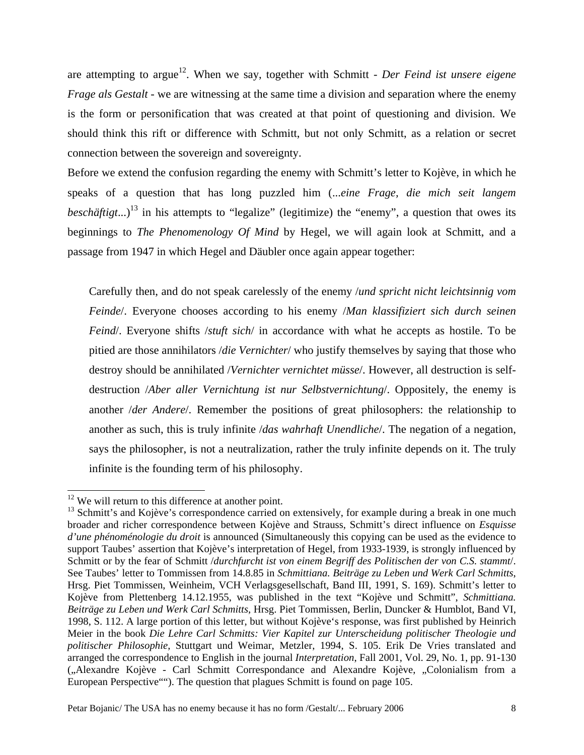are attempting to argue[12]. When we say, together with Schmitt - *Der Feind ist unsere eigene Frage als Gestalt* - we are witnessing at the same time a division and separation where the enemy is the form or personification that was created at that point of questioning and division. We should think this rift or difference with Schmitt, but not only Schmitt, as a relation or secret connection between the sovereign and sovereignty.

Before we extend the confusion regarding the enemy with Schmitt's letter to Kojève, in which he speaks of a question that has long puzzled him (...*eine Frage, die mich seit langem beschäftigt*...)[13] in his attempts to "legalize" (legitimize) the "enemy", a question that owes its beginnings to *The Phenomenology Of Mind* by Hegel, we will again look at Schmitt, and a passage from 1947 in which Hegel and Däubler once again appear together:

> Carefully then, and do not speak carelessly of the enemy /*und spricht nicht leichtsinnig vom Feinde*/. Everyone chooses according to his enemy /*Man klassifiziert sich durch seinen Feind*/. Everyone shifts /*stuft sich*/ in accordance with what he accepts as hostile. To be pitied are those annihilators /*die Vernichter*/ who justify themselves by saying that those who destroy should be annihilated /*Vernichter vernichtet müsse*/. However, all destruction is self-destruction /*Aber aller Vernichtung ist nur Selbstvernichtung*/. Oppositely, the enemy is another /*der Andere*/. Remember the positions of great philosophers: the relationship to another as such, this is truly infinite /*das wahrhaft Unendliche*/. The negation of a negation, says the philosopher, is not a neutralization, rather the truly infinite depends on it. The truly infinite is the founding term of his philosophy.

---

[12] We will return to this difference at another point.

[13] Schmitt's and Kojève's correspondence carried on extensively, for example during a break in one much broader and richer correspondence between Kojève and Strauss, Schmitt's direct influence on *Esquisse d'une phénoménologie du droit* is announced (Simultaneously this copying can be used as the evidence to support Taubes' assertion that Kojève's interpretation of Hegel, from 1933-1939, is strongly influenced by Schmitt or by the fear of Schmitt /*durchfurcht ist von einem Begriff des Politischen der von C.S. stammt*/. See Taubes' letter to Tommissen from 14.8.85 in *Schmittiana. Beiträge zu Leben und Werk Carl Schmitts*, Hrsg. Piet Tommissen, Weinheim, VCH Verlagsgesellschaft, Band III, 1991, S. 169). Schmitt's letter to Kojève from Plettenberg 14.12.1955, was published in the text "Kojève und Schmitt", *Schmittiana. Beiträge zu Leben und Werk Carl Schmitts*, Hrsg. Piet Tommissen, Berlin, Duncker & Humblot, Band VI, 1998, S. 112. A large portion of this letter, but without Kojève's response, was first published by Heinrich Meier in the book *Die Lehre Carl Schmitts: Vier Kapitel zur Unterscheidung politischer Theologie und politischer Philosophie*, Stuttgart und Weimar, Metzler, 1994, S. 105. Erik De Vries translated and arranged the correspondence to English in the journal *Interpretation*, Fall 2001, Vol. 29, No. 1, pp. 91-130 („Alexandre Kojève - Carl Schmitt Correspondance and Alexandre Kojève, „Colonialism from a European Perspective""). The question that plagues Schmitt is found on page 105.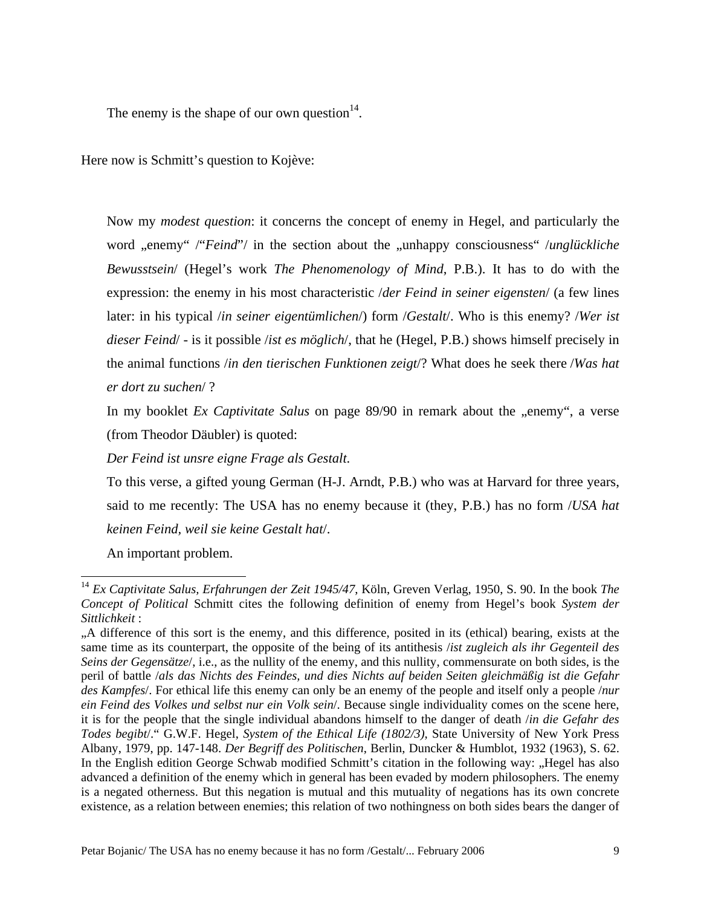The enemy is the shape of our own question[14].

Here now is Schmitt's question to Kojève:

> Now my *modest question*: it concerns the concept of enemy in Hegel, and particularly the word „enemy" /"*Feind*"/ in the section about the „unhappy consciousness" /*unglückliche Bewusstsein*/ (Hegel's work *The Phenomenology of Mind*, P.B.). It has to do with the expression: the enemy in his most characteristic /*der Feind in seiner eigensten*/ (a few lines later: in his typical /*in seiner eigentümlichen*/) form /*Gestalt*/. Who is this enemy? /*Wer ist dieser Feind*/ - is it possible /*ist es möglich*/, that he (Hegel, P.B.) shows himself precisely in the animal functions /*in den tierischen Funktionen zeigt*/? What does he seek there /*Was hat er dort zu suchen*/ ?
>
> In my booklet *Ex Captivitate Salus* on page 89/90 in remark about the „enemy", a verse (from Theodor Däubler) is quoted:
>
> *Der Feind ist unsre eigne Frage als Gestalt.*
>
> To this verse, a gifted young German (H-J. Arndt, P.B.) who was at Harvard for three years, said to me recently: The USA has no enemy because it (they, P.B.) has no form /*USA hat keinen Feind, weil sie keine Gestalt hat*/.
>
> An important problem.

---

[14] *Ex Captivitate Salus, Erfahrungen der Zeit 1945/47*, Köln, Greven Verlag, 1950, S. 90. In the book *The Concept of Political* Schmitt cites the following definition of enemy from Hegel's book *System der Sittlichkeit* :

„A difference of this sort is the enemy, and this difference, posited in its (ethical) bearing, exists at the same time as its counterpart, the opposite of the being of its antithesis /*ist zugleich als ihr Gegenteil des Seins der Gegensätze*/, i.e., as the nullity of the enemy, and this nullity, commensurate on both sides, is the peril of battle /*als das Nichts des Feindes, und dies Nichts auf beiden Seiten gleichmäßig ist die Gefahr des Kampfes*/. For ethical life this enemy can only be an enemy of the people and itself only a people /*nur ein Feind des Volkes und selbst nur ein Volk sein*/. Because single individuality comes on the scene here, it is for the people that the single individual abandons himself to the danger of death /*in die Gefahr des Todes begibt*/." G.W.F. Hegel, *System of the Ethical Life (1802/3)*, State University of New York Press Albany, 1979, pp. 147-148. *Der Begriff des Politischen*, Berlin, Duncker & Humblot, 1932 (1963), S. 62. In the English edition George Schwab modified Schmitt's citation in the following way: „Hegel has also advanced a definition of the enemy which in general has been evaded by modern philosophers. The enemy is a negated otherness. But this negation is mutual and this mutuality of negations has its own concrete existence, as a relation between enemies; this relation of two nothingness on both sides bears the danger of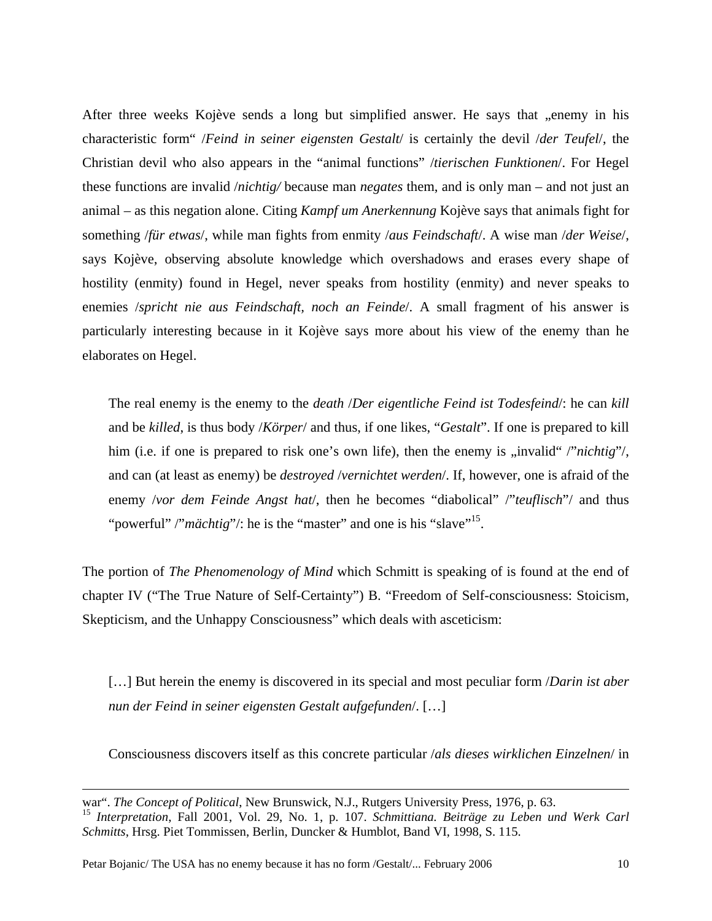After three weeks Kojève sends a long but simplified answer. He says that „enemy in his characteristic form" /*Feind in seiner eigensten Gestalt*/ is certainly the devil /*der Teufel*/, the Christian devil who also appears in the "animal functions" /*tierischen Funktionen*/. For Hegel these functions are invalid /*nichtig/* because man *negates* them, and is only man – and not just an animal – as this negation alone. Citing *Kampf um Anerkennung* Kojève says that animals fight for something /*für etwas*/, while man fights from enmity /*aus Feindschaft*/. A wise man /*der Weise*/, says Kojève, observing absolute knowledge which overshadows and erases every shape of hostility (enmity) found in Hegel, never speaks from hostility (enmity) and never speaks to enemies /*spricht nie aus Feindschaft, noch an Feinde*/. A small fragment of his answer is particularly interesting because in it Kojève says more about his view of the enemy than he elaborates on Hegel.

> The real enemy is the enemy to the *death* /*Der eigentliche Feind ist Todesfeind*/: he can *kill* and be *killed*, is thus body /*Körper*/ and thus, if one likes, "*Gestalt*". If one is prepared to kill him (i.e. if one is prepared to risk one's own life), then the enemy is „invalid" /"*nichtig*"/, and can (at least as enemy) be *destroyed* /*vernichtet werden*/. If, however, one is afraid of the enemy /*vor dem Feinde Angst hat*/, then he becomes "diabolical" /"*teuflisch*"/ and thus "powerful" /"*mächtig*"/: he is the "master" and one is his "slave"[15].

The portion of *The Phenomenology of Mind* which Schmitt is speaking of is found at the end of chapter IV ("The True Nature of Self-Certainty") B. "Freedom of Self-consciousness: Stoicism, Skepticism, and the Unhappy Consciousness" which deals with asceticism:

> […] But herein the enemy is discovered in its special and most peculiar form /*Darin ist aber nun der Feind in seiner eigensten Gestalt aufgefunden*/. […]
>
> Consciousness discovers itself as this concrete particular /*als dieses wirklichen Einzelnen*/ in

---

war". *The Concept of Political*, New Brunswick, N.J., Rutgers University Press, 1976, p. 63.

[15] *Interpretation*, Fall 2001, Vol. 29, No. 1, p. 107. *Schmittiana. Beiträge zu Leben und Werk Carl Schmitts*, Hrsg. Piet Tommissen, Berlin, Duncker & Humblot, Band VI, 1998, S. 115.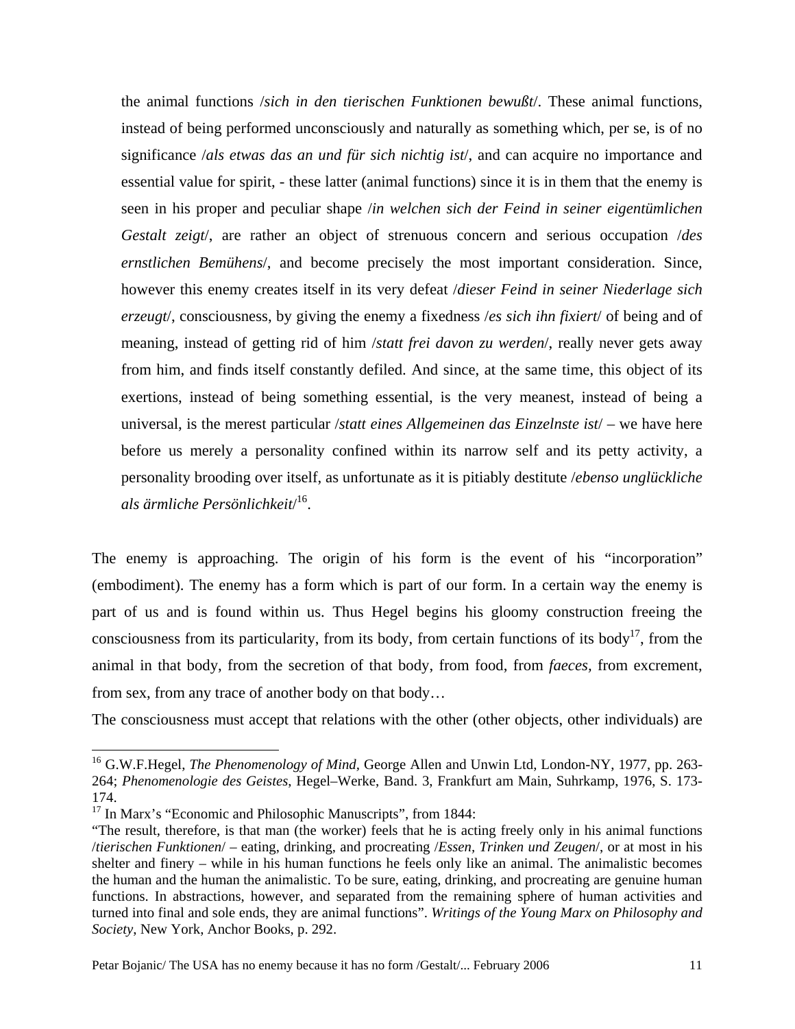> the animal functions /*sich in den tierischen Funktionen bewußt*/. These animal functions, instead of being performed unconsciously and naturally as something which, per se, is of no significance /*als etwas das an und für sich nichtig ist*/, and can acquire no importance and essential value for spirit, - these latter (animal functions) since it is in them that the enemy is seen in his proper and peculiar shape /*in welchen sich der Feind in seiner eigentümlichen Gestalt zeigt*/, are rather an object of strenuous concern and serious occupation /*des ernstlichen Bemühens*/, and become precisely the most important consideration. Since, however this enemy creates itself in its very defeat /*dieser Feind in seiner Niederlage sich erzeugt*/, consciousness, by giving the enemy a fixedness /*es sich ihn fixiert*/ of being and of meaning, instead of getting rid of him /*statt frei davon zu werden*/, really never gets away from him, and finds itself constantly defiled. And since, at the same time, this object of its exertions, instead of being something essential, is the very meanest, instead of being a universal, is the merest particular /*statt eines Allgemeinen das Einzelnste ist*/ – we have here before us merely a personality confined within its narrow self and its petty activity, a personality brooding over itself, as unfortunate as it is pitiably destitute /*ebenso unglückliche als ärmliche Persönlichkeit*/[16].

The enemy is approaching. The origin of his form is the event of his "incorporation" (embodiment). The enemy has a form which is part of our form. In a certain way the enemy is part of us and is found within us. Thus Hegel begins his gloomy construction freeing the consciousness from its particularity, from its body, from certain functions of its body[17], from the animal in that body, from the secretion of that body, from food, from *faeces*, from excrement, from sex, from any trace of another body on that body…

The consciousness must accept that relations with the other (other objects, other individuals) are

---

[16] G.W.F.Hegel, *The Phenomenology of Mind*, George Allen and Unwin Ltd, London-NY, 1977, pp. 263-264; *Phenomenologie des Geistes*, Hegel–Werke, Band. 3, Frankfurt am Main, Suhrkamp, 1976, S. 173-174.

[17] In Marx's "Economic and Philosophic Manuscripts", from 1844:
"The result, therefore, is that man (the worker) feels that he is acting freely only in his animal functions /*tierischen Funktionen*/ – eating, drinking, and procreating /*Essen, Trinken und Zeugen*/, or at most in his shelter and finery – while in his human functions he feels only like an animal. The animalistic becomes the human and the human the animalistic. To be sure, eating, drinking, and procreating are genuine human functions. In abstractions, however, and separated from the remaining sphere of human activities and turned into final and sole ends, they are animal functions". *Writings of the Young Marx on Philosophy and Society*, New York, Anchor Books, p. 292.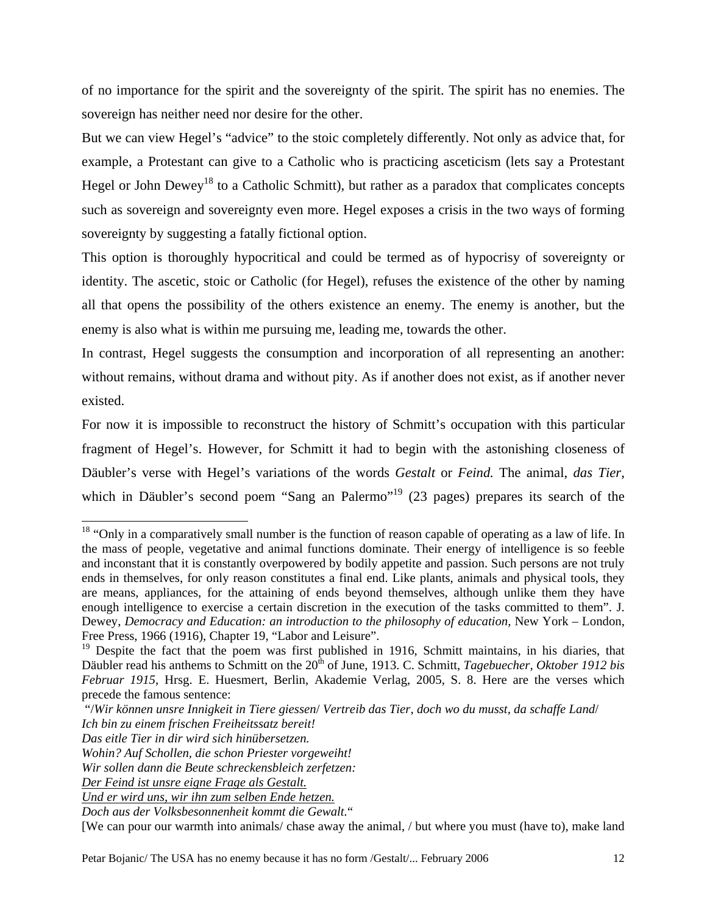of no importance for the spirit and the sovereignty of the spirit. The spirit has no enemies. The sovereign has neither need nor desire for the other.

But we can view Hegel's "advice" to the stoic completely differently. Not only as advice that, for example, a Protestant can give to a Catholic who is practicing asceticism (lets say a Protestant Hegel or John Dewey[18] to a Catholic Schmitt), but rather as a paradox that complicates concepts such as sovereign and sovereignty even more. Hegel exposes a crisis in the two ways of forming sovereignty by suggesting a fatally fictional option.

This option is thoroughly hypocritical and could be termed as of hypocrisy of sovereignty or identity. The ascetic, stoic or Catholic (for Hegel), refuses the existence of the other by naming all that opens the possibility of the others existence an enemy. The enemy is another, but the enemy is also what is within me pursuing me, leading me, towards the other.

In contrast, Hegel suggests the consumption and incorporation of all representing an another: without remains, without drama and without pity. As if another does not exist, as if another never existed.

For now it is impossible to reconstruct the history of Schmitt's occupation with this particular fragment of Hegel's. However, for Schmitt it had to begin with the astonishing closeness of Däubler's verse with Hegel's variations of the words *Gestalt* or *Feind.* The animal, *das Tier*, which in Däubler's second poem "Sang an Palermo"[19] (23 pages) prepares its search of the

---

[18] "Only in a comparatively small number is the function of reason capable of operating as a law of life. In the mass of people, vegetative and animal functions dominate. Their energy of intelligence is so feeble and inconstant that it is constantly overpowered by bodily appetite and passion. Such persons are not truly ends in themselves, for only reason constitutes a final end. Like plants, animals and physical tools, they are means, appliances, for the attaining of ends beyond themselves, although unlike them they have enough intelligence to exercise a certain discretion in the execution of the tasks committed to them". J. Dewey, *Democracy and Education: an introduction to the philosophy of education*, New York – London, Free Press, 1966 (1916), Chapter 19, "Labor and Leisure".

[19] Despite the fact that the poem was first published in 1916, Schmitt maintains, in his diaries, that Däubler read his anthems to Schmitt on the 20[th] of June, 1913. C. Schmitt, *Tagebuecher, Oktober 1912 bis Februar 1915*, Hrsg. E. Huesmert, Berlin, Akademie Verlag, 2005, S. 8. Here are the verses which precede the famous sentence:

"/*Wir können unsre Innigkeit in Tiere giessen*/ *Vertreib das Tier, doch wo du musst, da schaffe Land*/
*Ich bin zu einem frischen Freiheitssatz bereit!*
*Das eitle Tier in dir wird sich hinübersetzen.*
*Wohin? Auf Schollen, die schon Priester vorgeweiht!*
*Wir sollen dann die Beute schreckensbleich zerfetzen:*
<u>*Der Feind ist unsre eigne Frage als Gestalt.*</u>
<u>*Und er wird uns, wir ihn zum selben Ende hetzen.*</u>
*Doch aus der Volksbesonnenheit kommt die Gewalt.*"

[We can pour our warmth into animals/ chase away the animal, / but where you must (have to), make land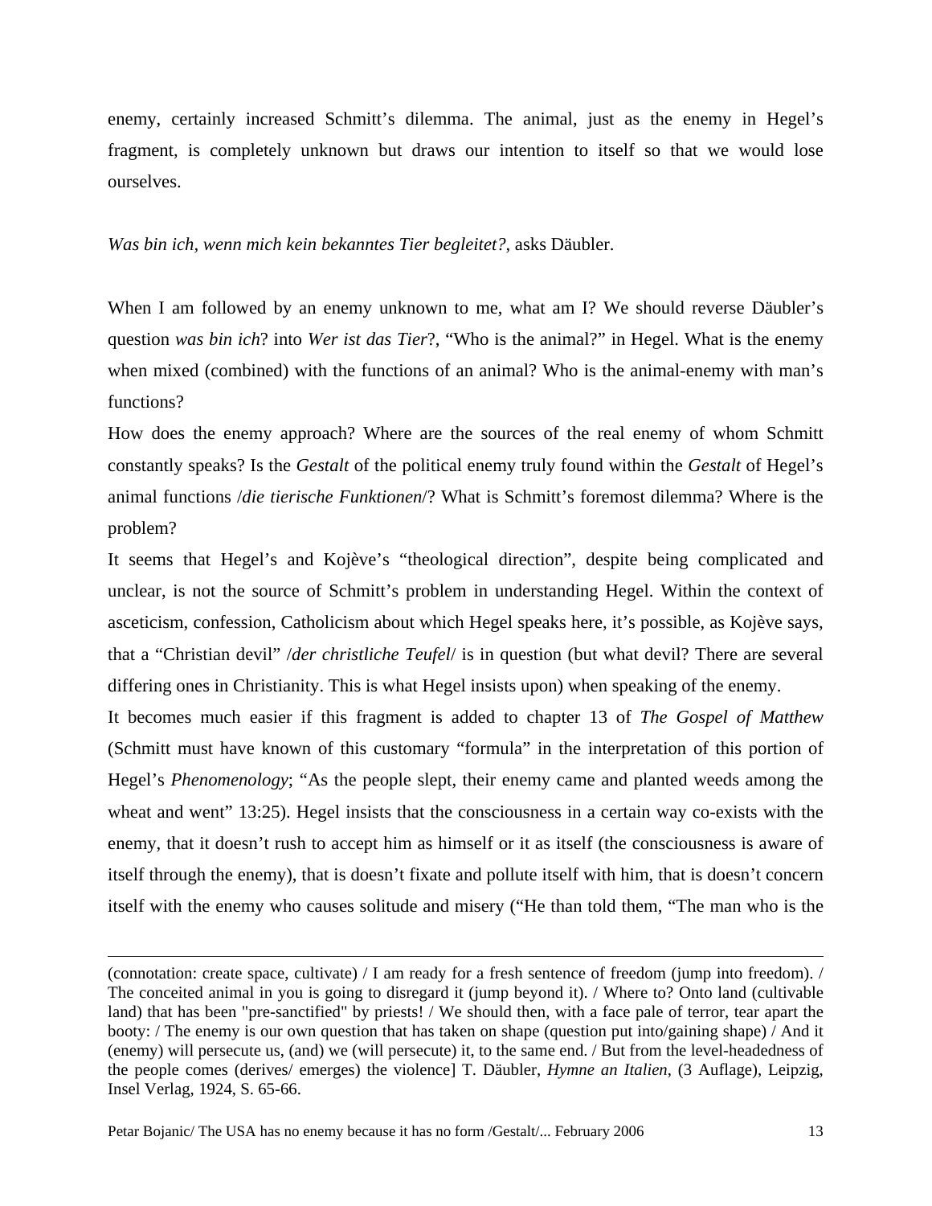enemy, certainly increased Schmitt's dilemma. The animal, just as the enemy in Hegel's fragment, is completely unknown but draws our intention to itself so that we would lose ourselves.

*Was bin ich, wenn mich kein bekanntes Tier begleitet?*, asks Däubler.

When I am followed by an enemy unknown to me, what am I? We should reverse Däubler's question *was bin ich*? into *Wer ist das Tier*?, "Who is the animal?" in Hegel. What is the enemy when mixed (combined) with the functions of an animal? Who is the animal-enemy with man's functions?

How does the enemy approach? Where are the sources of the real enemy of whom Schmitt constantly speaks? Is the *Gestalt* of the political enemy truly found within the *Gestalt* of Hegel's animal functions /*die tierische Funktionen*/? What is Schmitt's foremost dilemma? Where is the problem?

It seems that Hegel's and Kojève's "theological direction", despite being complicated and unclear, is not the source of Schmitt's problem in understanding Hegel. Within the context of asceticism, confession, Catholicism about which Hegel speaks here, it's possible, as Kojève says, that a "Christian devil" /*der christliche Teufel*/ is in question (but what devil? There are several differing ones in Christianity. This is what Hegel insists upon) when speaking of the enemy.

It becomes much easier if this fragment is added to chapter 13 of *The Gospel of Matthew* (Schmitt must have known of this customary "formula" in the interpretation of this portion of Hegel's *Phenomenology*; "As the people slept, their enemy came and planted weeds among the wheat and went" 13:25). Hegel insists that the consciousness in a certain way co-exists with the enemy, that it doesn't rush to accept him as himself or it as itself (the consciousness is aware of itself through the enemy), that is doesn't fixate and pollute itself with him, that is doesn't concern itself with the enemy who causes solitude and misery ("He than told them, "The man who is the

(connotation: create space, cultivate) / I am ready for a fresh sentence of freedom (jump into freedom). / The conceited animal in you is going to disregard it (jump beyond it). / Where to? Onto land (cultivable land) that has been "pre-sanctified" by priests! / We should then, with a face pale of terror, tear apart the booty: / The enemy is our own question that has taken on shape (question put into/gaining shape) / And it (enemy) will persecute us, (and) we (will persecute) it, to the same end. / But from the level-headedness of the people comes (derives/ emerges) the violence] T. Däubler, *Hymne an Italien*, (3 Auflage), Leipzig, Insel Verlag, 1924, S. 65-66.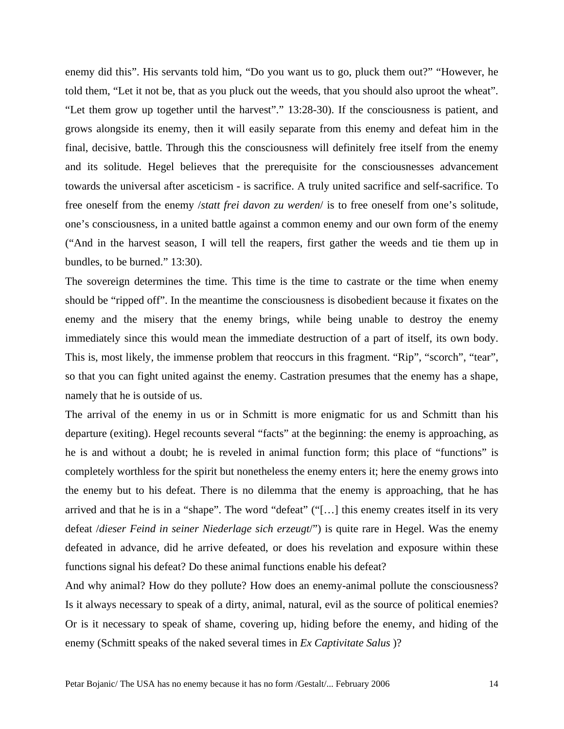enemy did this". His servants told him, "Do you want us to go, pluck them out?" "However, he told them, "Let it not be, that as you pluck out the weeds, that you should also uproot the wheat". "Let them grow up together until the harvest"." 13:28-30). If the consciousness is patient, and grows alongside its enemy, then it will easily separate from this enemy and defeat him in the final, decisive, battle. Through this the consciousness will definitely free itself from the enemy and its solitude. Hegel believes that the prerequisite for the consciousnesses advancement towards the universal after asceticism - is sacrifice. A truly united sacrifice and self-sacrifice. To free oneself from the enemy /*statt frei davon zu werden*/ is to free oneself from one's solitude, one's consciousness, in a united battle against a common enemy and our own form of the enemy ("And in the harvest season, I will tell the reapers, first gather the weeds and tie them up in bundles, to be burned." 13:30).

The sovereign determines the time. This time is the time to castrate or the time when enemy should be "ripped off". In the meantime the consciousness is disobedient because it fixates on the enemy and the misery that the enemy brings, while being unable to destroy the enemy immediately since this would mean the immediate destruction of a part of itself, its own body. This is, most likely, the immense problem that reoccurs in this fragment. "Rip", "scorch", "tear", so that you can fight united against the enemy. Castration presumes that the enemy has a shape, namely that he is outside of us.

The arrival of the enemy in us or in Schmitt is more enigmatic for us and Schmitt than his departure (exiting). Hegel recounts several "facts" at the beginning: the enemy is approaching, as he is and without a doubt; he is reveled in animal function form; this place of "functions" is completely worthless for the spirit but nonetheless the enemy enters it; here the enemy grows into the enemy but to his defeat. There is no dilemma that the enemy is approaching, that he has arrived and that he is in a "shape". The word "defeat" ("[…] this enemy creates itself in its very defeat /*dieser Feind in seiner Niederlage sich erzeugt*/") is quite rare in Hegel. Was the enemy defeated in advance, did he arrive defeated, or does his revelation and exposure within these functions signal his defeat? Do these animal functions enable his defeat?

And why animal? How do they pollute? How does an enemy-animal pollute the consciousness? Is it always necessary to speak of a dirty, animal, natural, evil as the source of political enemies? Or is it necessary to speak of shame, covering up, hiding before the enemy, and hiding of the enemy (Schmitt speaks of the naked several times in *Ex Captivitate Salus* )?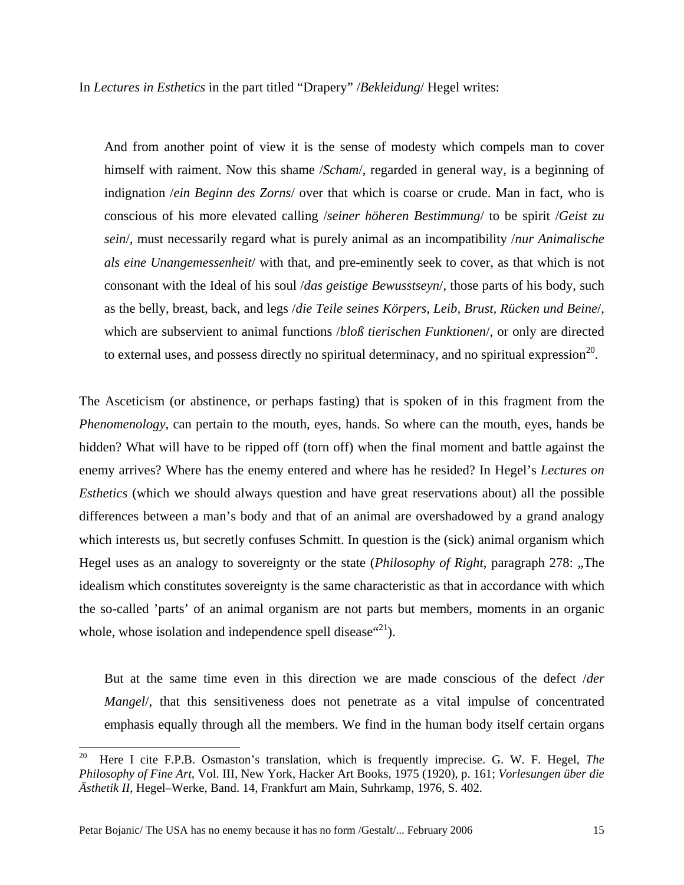In *Lectures in Esthetics* in the part titled "Drapery" /*Bekleidung*/ Hegel writes:

> And from another point of view it is the sense of modesty which compels man to cover himself with raiment. Now this shame /*Scham*/, regarded in general way, is a beginning of indignation /*ein Beginn des Zorns*/ over that which is coarse or crude. Man in fact, who is conscious of his more elevated calling /*seiner höheren Bestimmung*/ to be spirit /*Geist zu sein*/, must necessarily regard what is purely animal as an incompatibility /*nur Animalische als eine Unangemessenheit*/ with that, and pre-eminently seek to cover, as that which is not consonant with the Ideal of his soul /*das geistige Bewusstseyn*/, those parts of his body, such as the belly, breast, back, and legs /*die Teile seines Körpers, Leib, Brust, Rücken und Beine*/, which are subservient to animal functions /*bloß tierischen Funktionen*/, or only are directed to external uses, and possess directly no spiritual determinacy, and no spiritual expression[20].

The Asceticism (or abstinence, or perhaps fasting) that is spoken of in this fragment from the *Phenomenology*, can pertain to the mouth, eyes, hands. So where can the mouth, eyes, hands be hidden? What will have to be ripped off (torn off) when the final moment and battle against the enemy arrives? Where has the enemy entered and where has he resided? In Hegel's *Lectures on Esthetics* (which we should always question and have great reservations about) all the possible differences between a man's body and that of an animal are overshadowed by a grand analogy which interests us, but secretly confuses Schmitt. In question is the (sick) animal organism which Hegel uses as an analogy to sovereignty or the state (*Philosophy of Right*, paragraph 278: „The idealism which constitutes sovereignty is the same characteristic as that in accordance with which the so-called 'parts' of an animal organism are not parts but members, moments in an organic whole, whose isolation and independence spell disease"[21]).

> But at the same time even in this direction we are made conscious of the defect /*der Mangel*/, that this sensitiveness does not penetrate as a vital impulse of concentrated emphasis equally through all the members. We find in the human body itself certain organs

[20] Here I cite F.P.B. Osmaston's translation, which is frequently imprecise. G. W. F. Hegel, *The Philosophy of Fine Art*, Vol. III, New York, Hacker Art Books, 1975 (1920), p. 161; *Vorlesungen über die Ästhetik II*, Hegel–Werke, Band. 14, Frankfurt am Main, Suhrkamp, 1976, S. 402.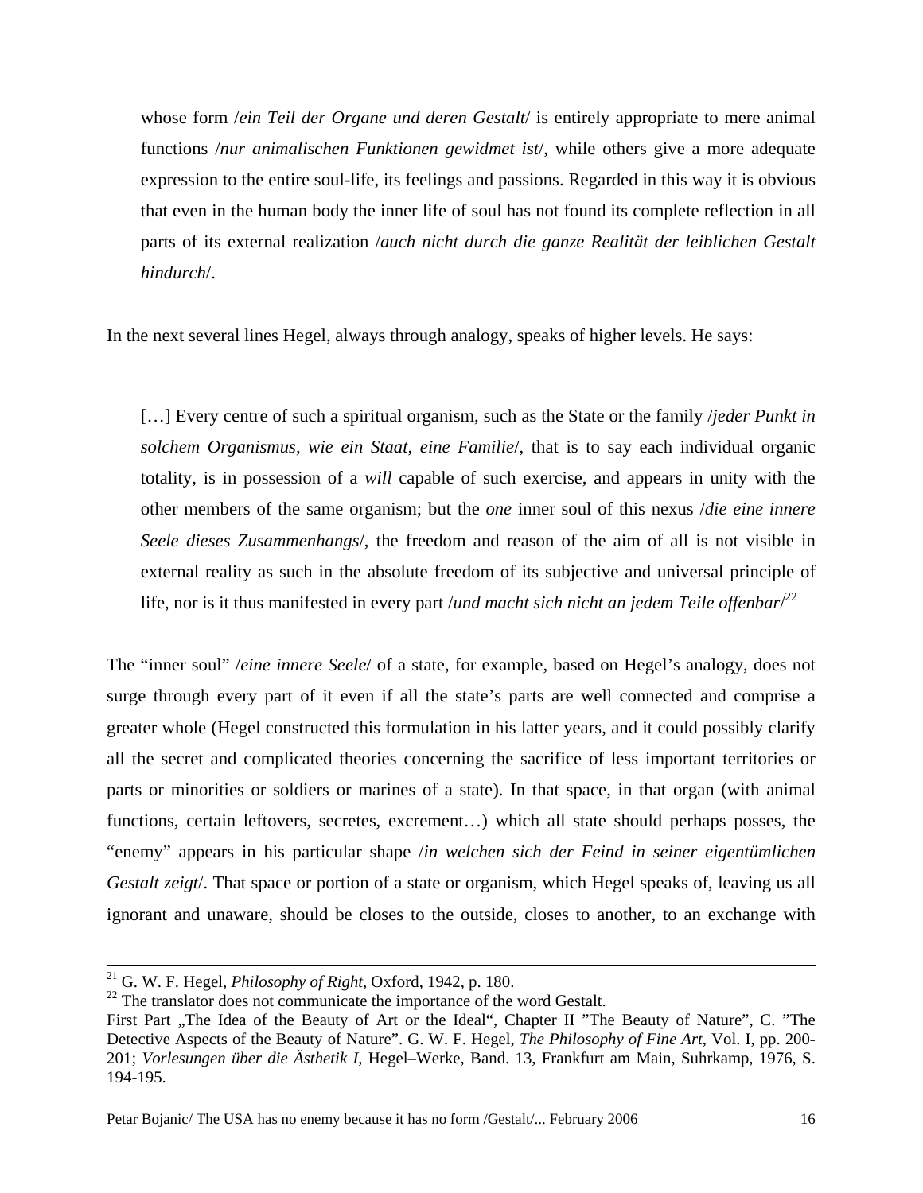whose form /*ein Teil der Organe und deren Gestalt*/ is entirely appropriate to mere animal functions /*nur animalischen Funktionen gewidmet ist*/, while others give a more adequate expression to the entire soul-life, its feelings and passions. Regarded in this way it is obvious that even in the human body the inner life of soul has not found its complete reflection in all parts of its external realization /*auch nicht durch die ganze Realität der leiblichen Gestalt hindurch*/.

In the next several lines Hegel, always through analogy, speaks of higher levels. He says:

> […] Every centre of such a spiritual organism, such as the State or the family /*jeder Punkt in solchem Organismus, wie ein Staat, eine Familie*/, that is to say each individual organic totality, is in possession of a *will* capable of such exercise, and appears in unity with the other members of the same organism; but the *one* inner soul of this nexus /*die eine innere Seele dieses Zusammenhangs*/, the freedom and reason of the aim of all is not visible in external reality as such in the absolute freedom of its subjective and universal principle of life, nor is it thus manifested in every part /*und macht sich nicht an jedem Teile offenbar*/[22]

The "inner soul" /*eine innere Seele*/ of a state, for example, based on Hegel's analogy, does not surge through every part of it even if all the state's parts are well connected and comprise a greater whole (Hegel constructed this formulation in his latter years, and it could possibly clarify all the secret and complicated theories concerning the sacrifice of less important territories or parts or minorities or soldiers or marines of a state). In that space, in that organ (with animal functions, certain leftovers, secretes, excrement…) which all state should perhaps posses, the "enemy" appears in his particular shape /*in welchen sich der Feind in seiner eigentümlichen Gestalt zeigt*/. That space or portion of a state or organism, which Hegel speaks of, leaving us all ignorant and unaware, should be closes to the outside, closes to another, to an exchange with

---

[21] G. W. F. Hegel, *Philosophy of Right*, Oxford, 1942, p. 180.

[22] The translator does not communicate the importance of the word Gestalt.
First Part „The Idea of the Beauty of Art or the Ideal", Chapter II "The Beauty of Nature", C. "The Detective Aspects of the Beauty of Nature". G. W. F. Hegel, *The Philosophy of Fine Art*, Vol. I, pp. 200-201; *Vorlesungen über die Ästhetik I*, Hegel–Werke, Band. 13, Frankfurt am Main, Suhrkamp, 1976, S. 194-195.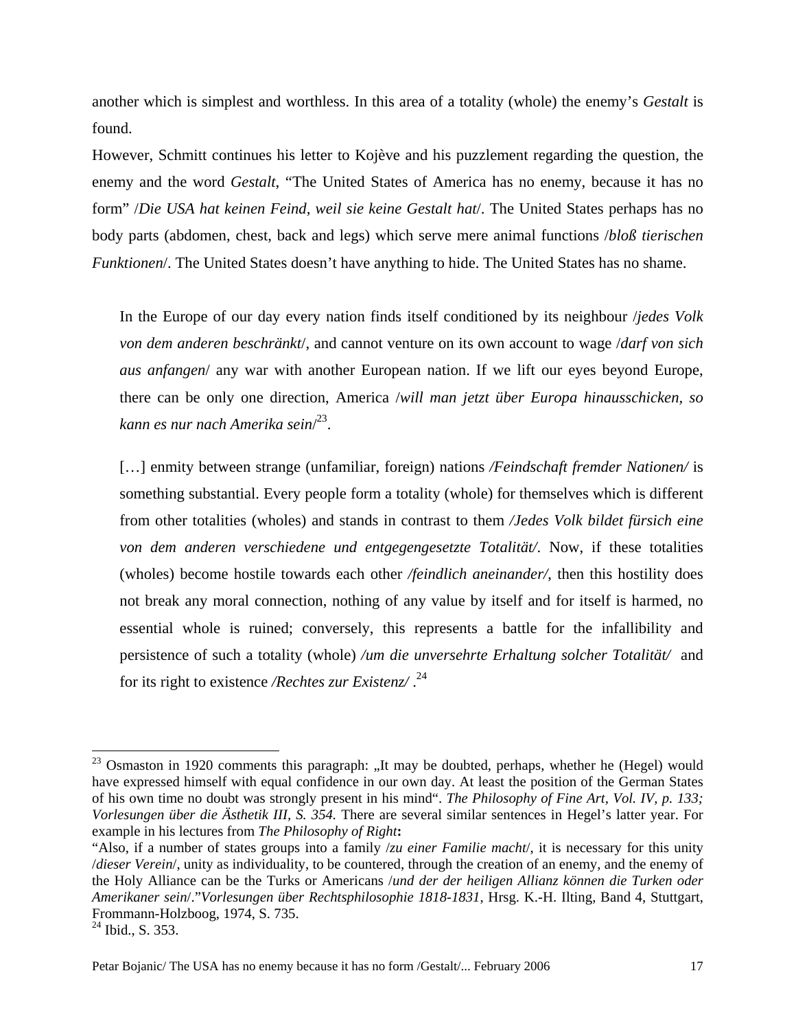another which is simplest and worthless. In this area of a totality (whole) the enemy's *Gestalt* is found.

However, Schmitt continues his letter to Kojève and his puzzlement regarding the question, the enemy and the word *Gestalt*, "The United States of America has no enemy, because it has no form" /*Die USA hat keinen Feind, weil sie keine Gestalt hat*/. The United States perhaps has no body parts (abdomen, chest, back and legs) which serve mere animal functions /*bloß tierischen Funktionen*/. The United States doesn't have anything to hide. The United States has no shame.

> In the Europe of our day every nation finds itself conditioned by its neighbour /*jedes Volk von dem anderen beschränkt*/, and cannot venture on its own account to wage /*darf von sich aus anfangen*/ any war with another European nation. If we lift our eyes beyond Europe, there can be only one direction, America /*will man jetzt über Europa hinausschicken, so kann es nur nach Amerika sein*/[23].

> […] enmity between strange (unfamiliar, foreign) nations */Feindschaft fremder Nationen/* is something substantial. Every people form a totality (whole) for themselves which is different from other totalities (wholes) and stands in contrast to them */Jedes Volk bildet fürsich eine von dem anderen verschiedene und entgegengesetzte Totalität/*. Now, if these totalities (wholes) become hostile towards each other */feindlich aneinander/*, then this hostility does not break any moral connection, nothing of any value by itself and for itself is harmed, no essential whole is ruined; conversely, this represents a battle for the infallibility and persistence of such a totality (whole) */um die unversehrte Erhaltung solcher Totalität/* and for its right to existence */Rechtes zur Existenz/* .[24]

---

[23] Osmaston in 1920 comments this paragraph: „It may be doubted, perhaps, whether he (Hegel) would have expressed himself with equal confidence in our own day. At least the position of the German States of his own time no doubt was strongly present in his mind". *The Philosophy of Fine Art, Vol. IV, p. 133; Vorlesungen über die Ästhetik III, S. 354.* There are several similar sentences in Hegel's latter year. For example in his lectures from ***The Philosophy of Right*:**

"Also, if a number of states groups into a family /*zu einer Familie macht*/, it is necessary for this unity /*dieser Verein*/, unity as individuality, to be countered, through the creation of an enemy, and the enemy of the Holy Alliance can be the Turks or Americans /*und der der heiligen Allianz können die Turken oder Amerikaner sein*/."*Vorlesungen über Rechtsphilosophie 1818-1831*, Hrsg. K.-H. Ilting, Band 4, Stuttgart, Frommann-Holzboog, 1974, S. 735.

[24] Ibid., S. 353.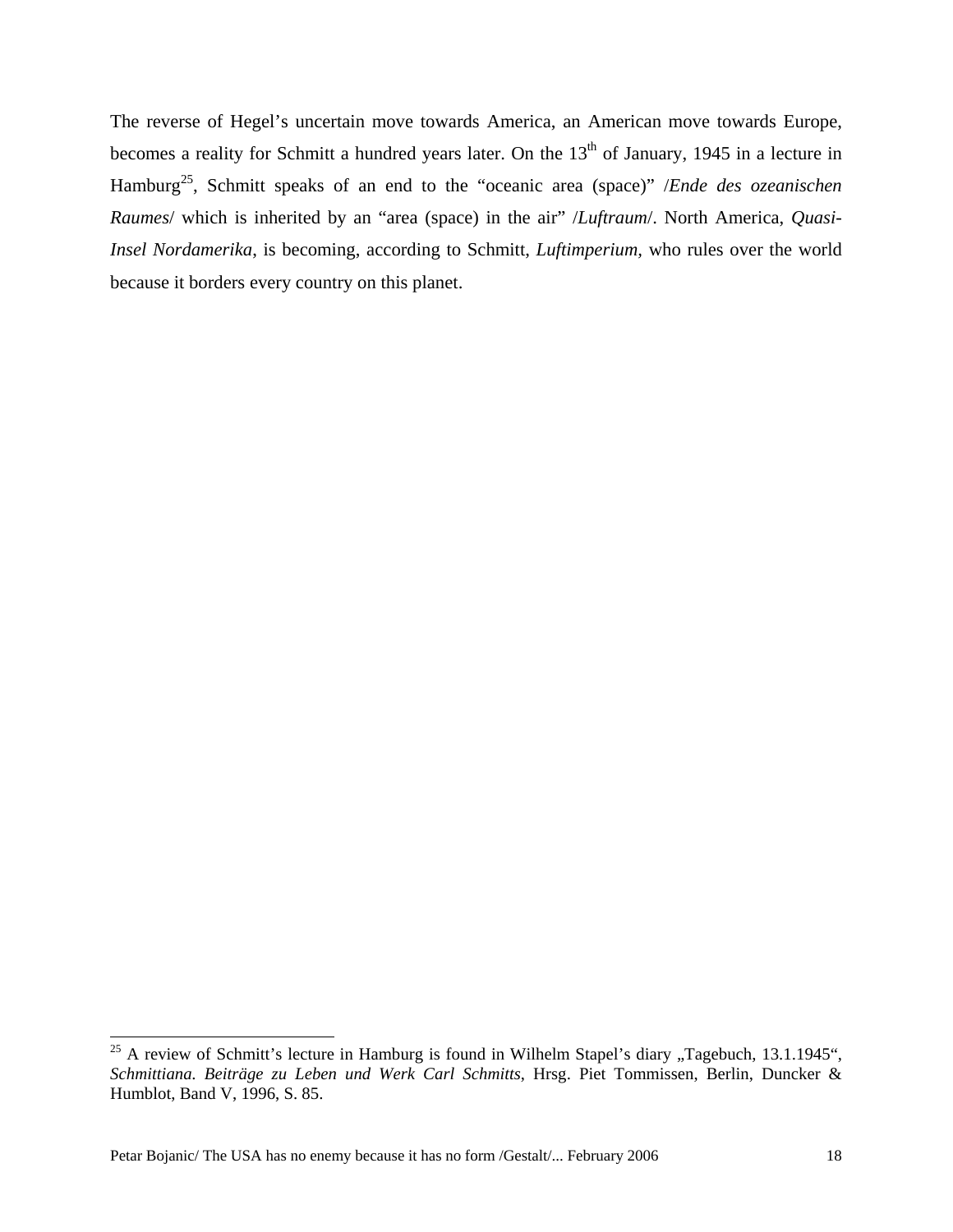The reverse of Hegel's uncertain move towards America, an American move towards Europe, becomes a reality for Schmitt a hundred years later. On the 13th of January, 1945 in a lecture in Hamburg[25], Schmitt speaks of an end to the "oceanic area (space)" /*Ende des ozeanischen Raumes*/ which is inherited by an "area (space) in the air" /*Luftraum*/. North America, *Quasi-Insel Nordamerika*, is becoming, according to Schmitt, *Luftimperium*, who rules over the world because it borders every country on this planet.

---

[25] A review of Schmitt's lecture in Hamburg is found in Wilhelm Stapel's diary „Tagebuch, 13.1.1945", *Schmittiana. Beiträge zu Leben und Werk Carl Schmitts*, Hrsg. Piet Tommissen, Berlin, Duncker & Humblot, Band V, 1996, S. 85.